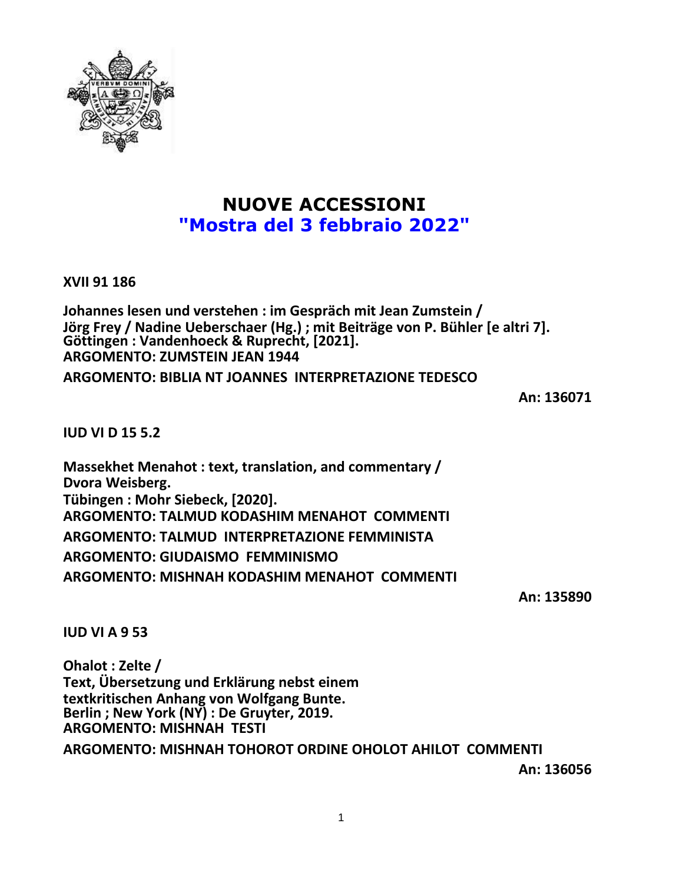# NUOVE ACCESSIONI

## "Mostra del 3 febbraio 2022"

**XVII 91 186**

**Johannes lesen und verstehen : im Gespräch mit Jean Zumstein /**
**Jörg Frey / Nadine Ueberschaer (Hg.) ; mit Beiträge von P. Bühler [e altri 7].**
**Göttingen : Vandenhoeck & Ruprecht, [2021].**
**ARGOMENTO: ZUMSTEIN JEAN 1944**

**ARGOMENTO: BIBLIA NT JOANNES INTERPRETAZIONE TEDESCO**

**An: 136071**

**IUD VI D 15 5.2**

**Massekhet Menahot : text, translation, and commentary /**
**Dvora Weisberg.**
**Tübingen : Mohr Siebeck, [2020].**
**ARGOMENTO: TALMUD KODASHIM MENAHOT COMMENTI**

**ARGOMENTO: TALMUD INTERPRETAZIONE FEMMINISTA**

**ARGOMENTO: GIUDAISMO FEMMINISMO**

**ARGOMENTO: MISHNAH KODASHIM MENAHOT COMMENTI**

**An: 135890**

**IUD VI A 9 53**

**Ohalot : Zelte /**
**Text, Übersetzung und Erklärung nebst einem**
**textkritischen Anhang von Wolfgang Bunte.**
**Berlin ; New York (NY) : De Gruyter, 2019.**
**ARGOMENTO: MISHNAH TESTI**

**ARGOMENTO: MISHNAH TOHOROT ORDINE OHOLOT AHILOT COMMENTI**

**An: 136056**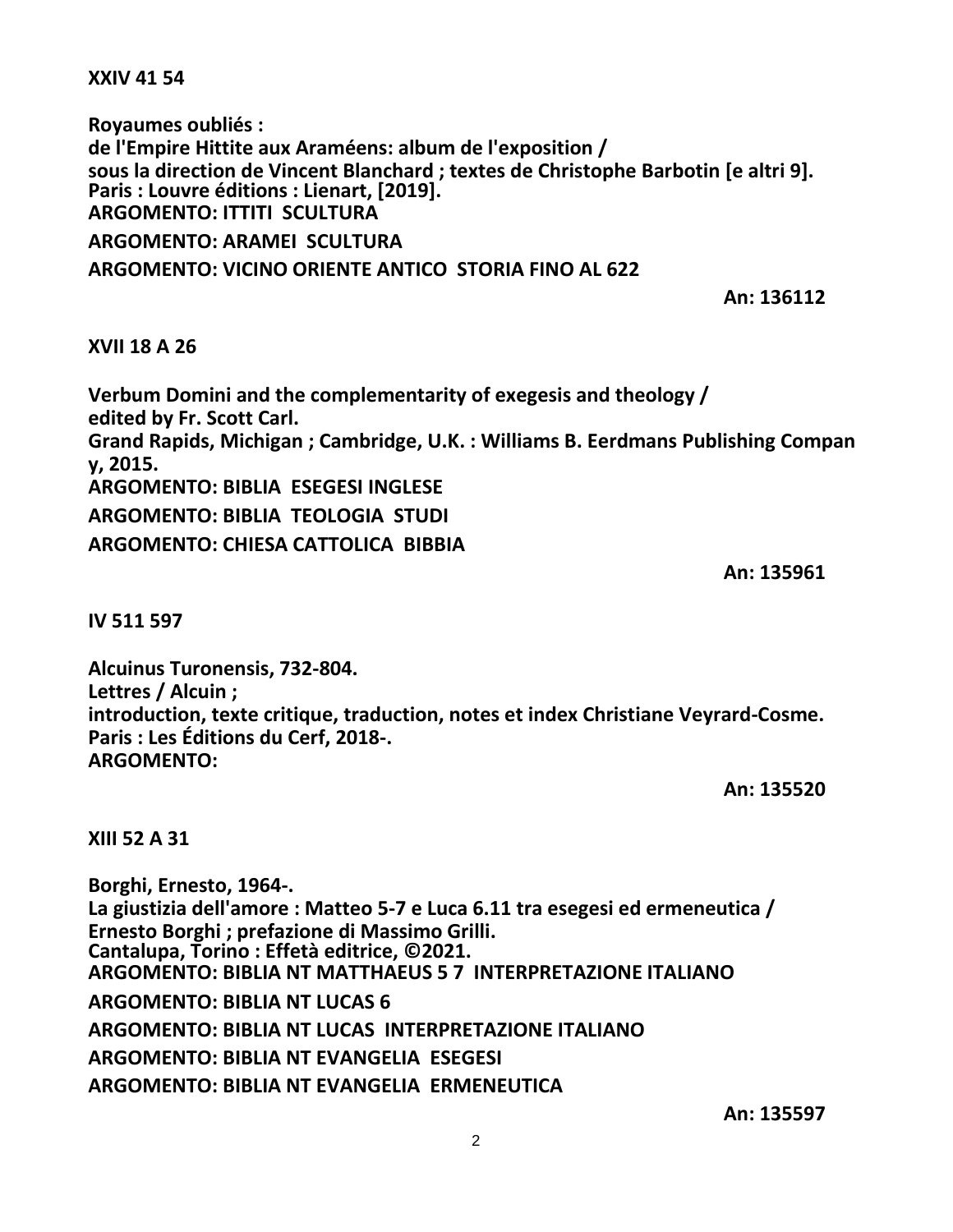**XXIV 41 54**

**Royaumes oubliés :**
**de l'Empire Hittite aux Araméens: album de l'exposition /**
**sous la direction de Vincent Blanchard ; textes de Christophe Barbotin [e altri 9].**
**Paris : Louvre éditions : Lienart, [2019].**
**ARGOMENTO: ITTITI SCULTURA**

**ARGOMENTO: ARAMEI SCULTURA**

**ARGOMENTO: VICINO ORIENTE ANTICO STORIA FINO AL 622**

**An: 136112**

**XVII 18 A 26**

**Verbum Domini and the complementarity of exegesis and theology /**
**edited by Fr. Scott Carl.**
**Grand Rapids, Michigan ; Cambridge, U.K. : Williams B. Eerdmans Publishing Compan y, 2015.**
**ARGOMENTO: BIBLIA ESEGESI INGLESE**

**ARGOMENTO: BIBLIA TEOLOGIA STUDI**

**ARGOMENTO: CHIESA CATTOLICA BIBBIA**

**An: 135961**

**IV 511 597**

**Alcuinus Turonensis, 732-804.**
**Lettres / Alcuin ;**
**introduction, texte critique, traduction, notes et index Christiane Veyrard-Cosme.**
**Paris : Les Éditions du Cerf, 2018-.**
**ARGOMENTO:**

**An: 135520**

**XIII 52 A 31**

**Borghi, Ernesto, 1964-.**
**La giustizia dell'amore : Matteo 5-7 e Luca 6.11 tra esegesi ed ermeneutica /**
**Ernesto Borghi ; prefazione di Massimo Grilli.**
**Cantalupa, Torino : Effetà editrice, ©2021.**
**ARGOMENTO: BIBLIA NT MATTHAEUS 5 7 INTERPRETAZIONE ITALIANO**

**ARGOMENTO: BIBLIA NT LUCAS 6**

**ARGOMENTO: BIBLIA NT LUCAS INTERPRETAZIONE ITALIANO**

**ARGOMENTO: BIBLIA NT EVANGELIA ESEGESI**

**ARGOMENTO: BIBLIA NT EVANGELIA ERMENEUTICA**

**An: 135597**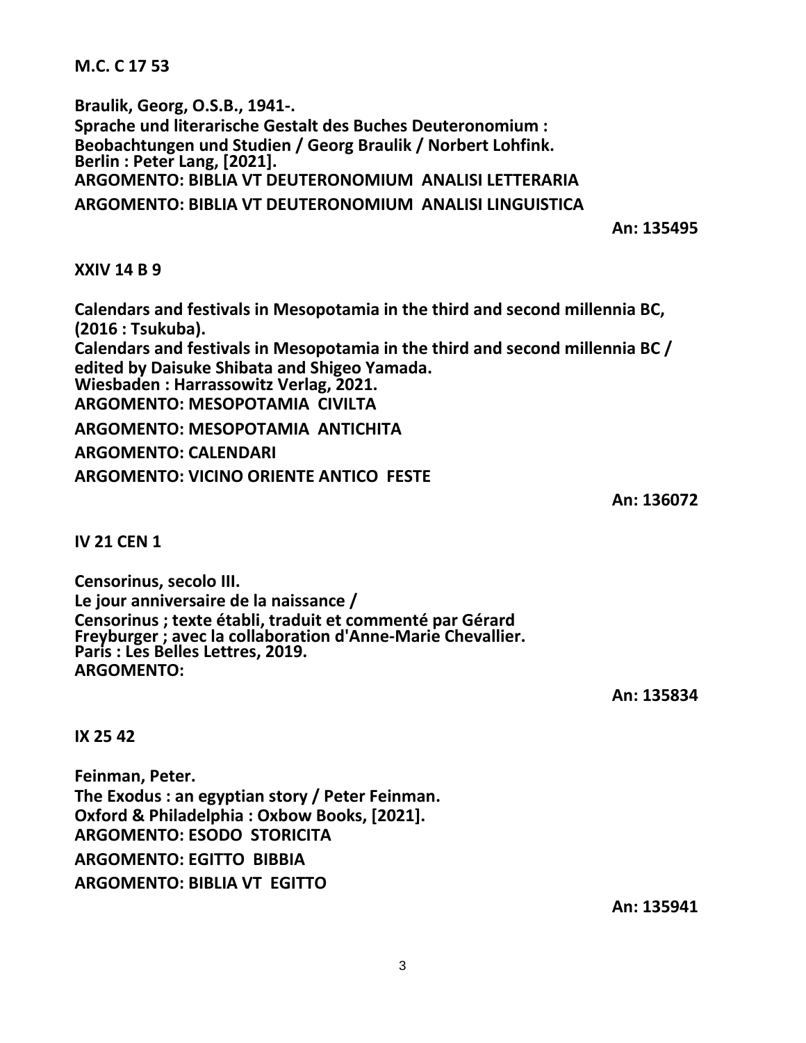**M.C. C 17 53**

**Braulik, Georg, O.S.B., 1941-.**
**Sprache und literarische Gestalt des Buches Deuteronomium :**
**Beobachtungen und Studien / Georg Braulik / Norbert Lohfink.**
**Berlin : Peter Lang, [2021].**
**ARGOMENTO: BIBLIA VT DEUTERONOMIUM ANALISI LETTERARIA**
**ARGOMENTO: BIBLIA VT DEUTERONOMIUM ANALISI LINGUISTICA**

**An: 135495**

**XXIV 14 B 9**

**Calendars and festivals in Mesopotamia in the third and second millennia BC, (2016 : Tsukuba).**
**Calendars and festivals in Mesopotamia in the third and second millennia BC / edited by Daisuke Shibata and Shigeo Yamada.**
**Wiesbaden : Harrassowitz Verlag, 2021.**
**ARGOMENTO: MESOPOTAMIA CIVILTA**
**ARGOMENTO: MESOPOTAMIA ANTICHITA**
**ARGOMENTO: CALENDARI**
**ARGOMENTO: VICINO ORIENTE ANTICO FESTE**

**An: 136072**

**IV 21 CEN 1**

**Censorinus, secolo III.**
**Le jour anniversaire de la naissance /**
**Censorinus ; texte établi, traduit et commenté par Gérard Freyburger ; avec la collaboration d'Anne-Marie Chevallier.**
**Paris : Les Belles Lettres, 2019.**
**ARGOMENTO:**

**An: 135834**

**IX 25 42**

**Feinman, Peter.**
**The Exodus : an egyptian story / Peter Feinman.**
**Oxford & Philadelphia : Oxbow Books, [2021].**
**ARGOMENTO: ESODO STORICITA**
**ARGOMENTO: EGITTO BIBBIA**
**ARGOMENTO: BIBLIA VT EGITTO**

**An: 135941**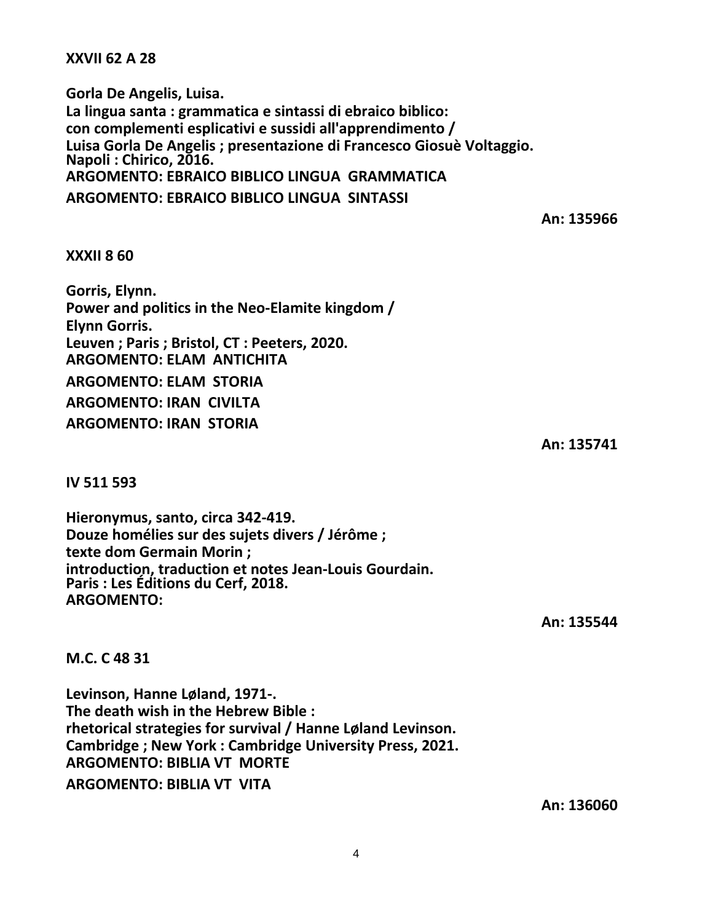**XXVII 62 A 28**

**Gorla De Angelis, Luisa.**
**La lingua santa : grammatica e sintassi di ebraico biblico:**
**con complementi esplicativi e sussidi all'apprendimento /**
**Luisa Gorla De Angelis ; presentazione di Francesco Giosuè Voltaggio.**
**Napoli : Chirico, 2016.**
**ARGOMENTO: EBRAICO BIBLICO LINGUA GRAMMATICA**
**ARGOMENTO: EBRAICO BIBLICO LINGUA SINTASSI**

**An: 135966**

**XXXII 8 60**

**Gorris, Elynn.**
**Power and politics in the Neo-Elamite kingdom /**
**Elynn Gorris.**
**Leuven ; Paris ; Bristol, CT : Peeters, 2020.**
**ARGOMENTO: ELAM ANTICHITA**
**ARGOMENTO: ELAM STORIA**
**ARGOMENTO: IRAN CIVILTA**
**ARGOMENTO: IRAN STORIA**

**An: 135741**

**IV 511 593**

**Hieronymus, santo, circa 342-419.**
**Douze homélies sur des sujets divers / Jérôme ;**
**texte dom Germain Morin ;**
**introduction, traduction et notes Jean-Louis Gourdain.**
**Paris : Les Éditions du Cerf, 2018.**
**ARGOMENTO:**

**An: 135544**

**M.C. C 48 31**

**Levinson, Hanne Løland, 1971-.**
**The death wish in the Hebrew Bible :**
**rhetorical strategies for survival / Hanne Løland Levinson.**
**Cambridge ; New York : Cambridge University Press, 2021.**
**ARGOMENTO: BIBLIA VT MORTE**
**ARGOMENTO: BIBLIA VT VITA**

**An: 136060**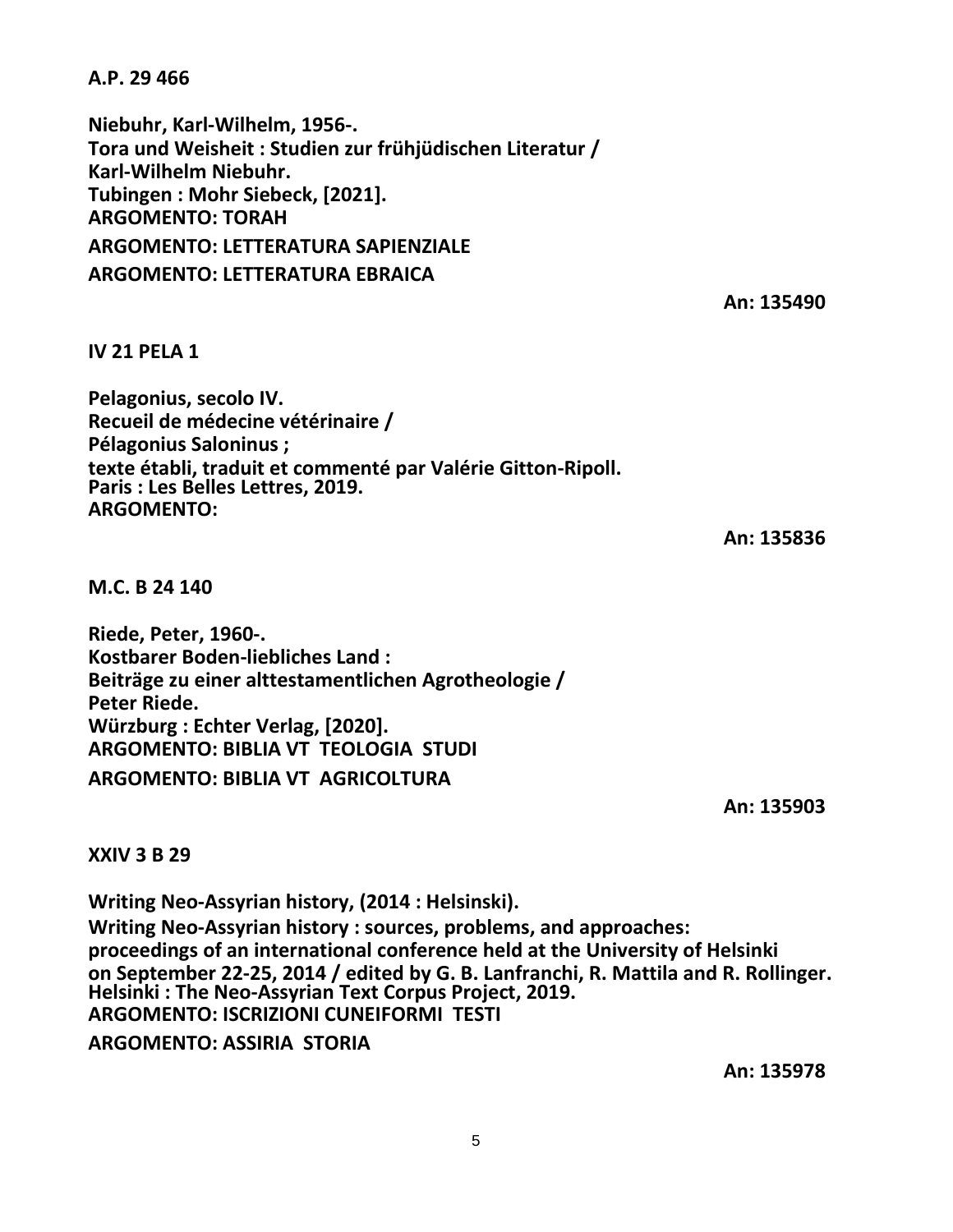**A.P. 29 466**

**Niebuhr, Karl-Wilhelm, 1956-.**
**Tora und Weisheit : Studien zur frühjüdischen Literatur /**
**Karl-Wilhelm Niebuhr.**
**Tubingen : Mohr Siebeck, [2021].**
**ARGOMENTO: TORAH**
**ARGOMENTO: LETTERATURA SAPIENZIALE**
**ARGOMENTO: LETTERATURA EBRAICA**

**An: 135490**

**IV 21 PELA 1**

**Pelagonius, secolo IV.**
**Recueil de médecine vétérinaire /**
**Pélagonius Saloninus ;**
**texte établi, traduit et commenté par Valérie Gitton-Ripoll.**
**Paris : Les Belles Lettres, 2019.**
**ARGOMENTO:**

**An: 135836**

**M.C. B 24 140**

**Riede, Peter, 1960-.**
**Kostbarer Boden-liebliches Land :**
**Beiträge zu einer alttestamentlichen Agrotheologie /**
**Peter Riede.**
**Würzburg : Echter Verlag, [2020].**
**ARGOMENTO: BIBLIA VT TEOLOGIA STUDI**
**ARGOMENTO: BIBLIA VT AGRICOLTURA**

**An: 135903**

**XXIV 3 B 29**

**Writing Neo-Assyrian history, (2014 : Helsinski).**
**Writing Neo-Assyrian history : sources, problems, and approaches:**
**proceedings of an international conference held at the University of Helsinki**
**on September 22-25, 2014 / edited by G. B. Lanfranchi, R. Mattila and R. Rollinger.**
**Helsinki : The Neo-Assyrian Text Corpus Project, 2019.**
**ARGOMENTO: ISCRIZIONI CUNEIFORMI TESTI**
**ARGOMENTO: ASSIRIA STORIA**

**An: 135978**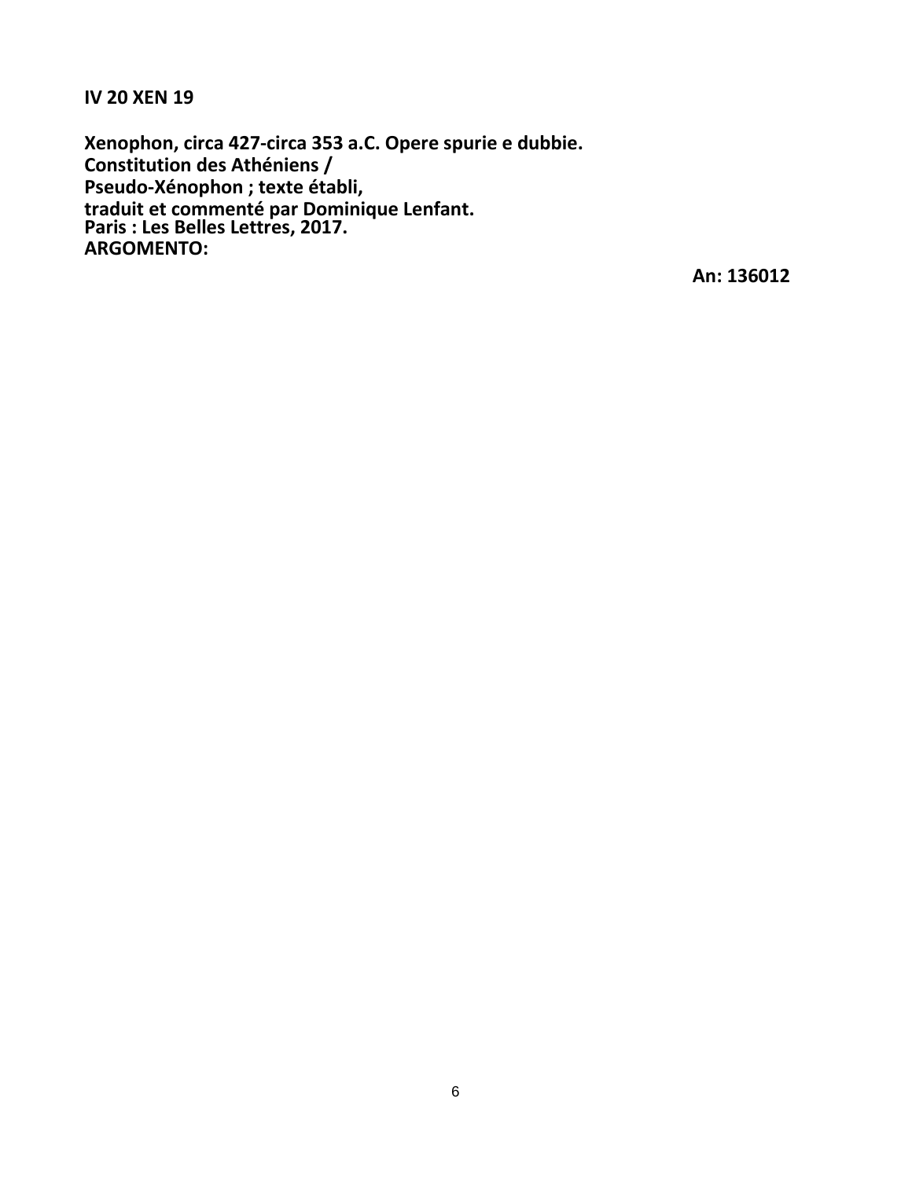**IV 20 XEN 19**

**Xenophon, circa 427-circa 353 a.C. Opere spurie e dubbie.**
**Constitution des Athéniens /**
**Pseudo-Xénophon ; texte établi,**
**traduit et commenté par Dominique Lenfant.**
**Paris : Les Belles Lettres, 2017.**
**ARGOMENTO:**

**An: 136012**